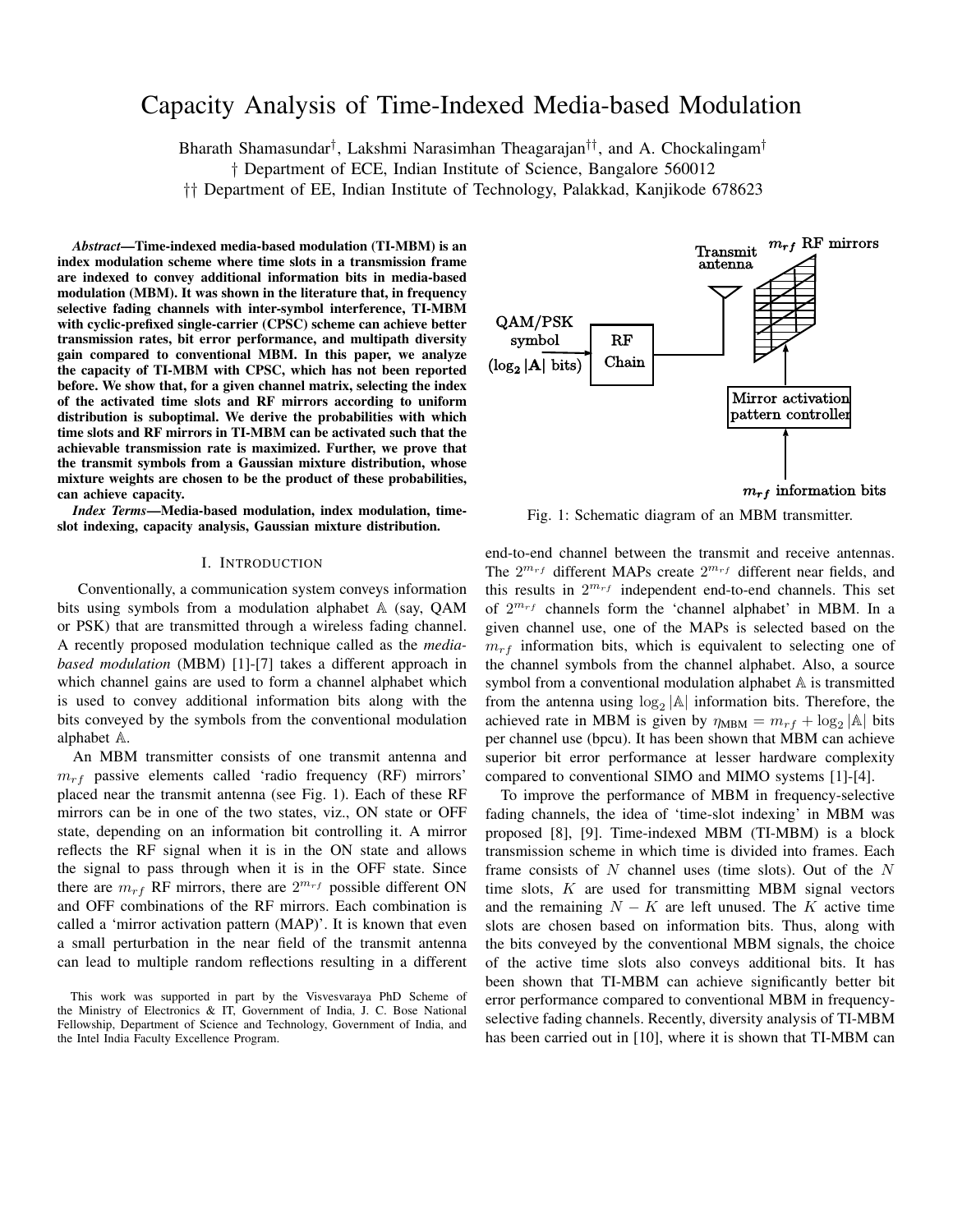# Capacity Analysis of Time-Indexed Media-based Modulation

Bharath Shamasundar[†], Lakshmi Narasimhan Theagarajan[††], and A. Chockalingam[†]

† Department of ECE, Indian Institute of Science, Bangalore 560012

†† Department of EE, Indian Institute of Technology, Palakkad, Kanjikode 678623

***Abstract*—Time-indexed media-based modulation (TI-MBM) is an index modulation scheme where time slots in a transmission frame are indexed to convey additional information bits in media-based modulation (MBM). It was shown in the literature that, in frequency selective fading channels with inter-symbol interference, TI-MBM with cyclic-prefixed single-carrier (CPSC) scheme can achieve better transmission rates, bit error performance, and multipath diversity gain compared to conventional MBM. In this paper, we analyze the capacity of TI-MBM with CPSC, which has not been reported before. We show that, for a given channel matrix, selecting the index of the activated time slots and RF mirrors according to uniform distribution is suboptimal. We derive the probabilities with which time slots and RF mirrors in TI-MBM can be activated such that the achievable transmission rate is maximized. Further, we prove that the transmit symbols from a Gaussian mixture distribution, whose mixture weights are chosen to be the product of these probabilities, can achieve capacity.**

***Index Terms*—Media-based modulation, index modulation, time-slot indexing, capacity analysis, Gaussian mixture distribution.**

## I. Introduction

Conventionally, a communication system conveys information bits using symbols from a modulation alphabet $\mathbb{A}$ (say, QAM or PSK) that are transmitted through a wireless fading channel. A recently proposed modulation technique called as the *media-based modulation* (MBM) [1]-[7] takes a different approach in which channel gains are used to form a channel alphabet which is used to convey additional information bits along with the bits conveyed by the symbols from the conventional modulation alphabet $\mathbb{A}$.

An MBM transmitter consists of one transmit antenna and $m_{rf}$ passive elements called 'radio frequency (RF) mirrors' placed near the transmit antenna (see Fig. 1). Each of these RF mirrors can be in one of the two states, viz., ON state or OFF state, depending on an information bit controlling it. A mirror reflects the RF signal when it is in the ON state and allows the signal to pass through when it is in the OFF state. Since there are $m_{rf}$ RF mirrors, there are $2^{m_{rf}}$ possible different ON and OFF combinations of the RF mirrors. Each combination is called a 'mirror activation pattern (MAP)'. It is known that even a small perturbation in the near field of the transmit antenna can lead to multiple random reflections resulting in a different end-to-end channel between the transmit and receive antennas. The $2^{m_{rf}}$ different MAPs create $2^{m_{rf}}$ different near fields, and this results in $2^{m_{rf}}$ independent end-to-end channels. This set of $2^{m_{rf}}$ channels form the 'channel alphabet' in MBM. In a given channel use, one of the MAPs is selected based on the $m_{rf}$ information bits, which is equivalent to selecting one of the channel symbols from the channel alphabet. Also, a source symbol from a conventional modulation alphabet $\mathbb{A}$ is transmitted from the antenna using $\log_2 |\mathbb{A}|$ information bits. Therefore, the achieved rate in MBM is given by $\eta_{\text{MBM}} = m_{rf} + \log_2 |\mathbb{A}|$ bits per channel use (bpcu). It has been shown that MBM can achieve superior bit error performance at lesser hardware complexity compared to conventional SIMO and MIMO systems [1]-[4].

Fig. 1: Schematic diagram of an MBM transmitter.

To improve the performance of MBM in frequency-selective fading channels, the idea of 'time-slot indexing' in MBM was proposed [8], [9]. Time-indexed MBM (TI-MBM) is a block transmission scheme in which time is divided into frames. Each frame consists of $N$ channel uses (time slots). Out of the $N$ time slots, $K$ are used for transmitting MBM signal vectors and the remaining $N - K$ are left unused. The $K$ active time slots are chosen based on information bits. Thus, along with the bits conveyed by the conventional MBM signals, the choice of the active time slots also conveys additional bits. It has been shown that TI-MBM can achieve significantly better bit error performance compared to conventional MBM in frequency-selective fading channels. Recently, diversity analysis of TI-MBM has been carried out in [10], where it is shown that TI-MBM can

This work was supported in part by the Visvesvaraya PhD Scheme of the Ministry of Electronics & IT, Government of India, J. C. Bose National Fellowship, Department of Science and Technology, Government of India, and the Intel India Faculty Excellence Program.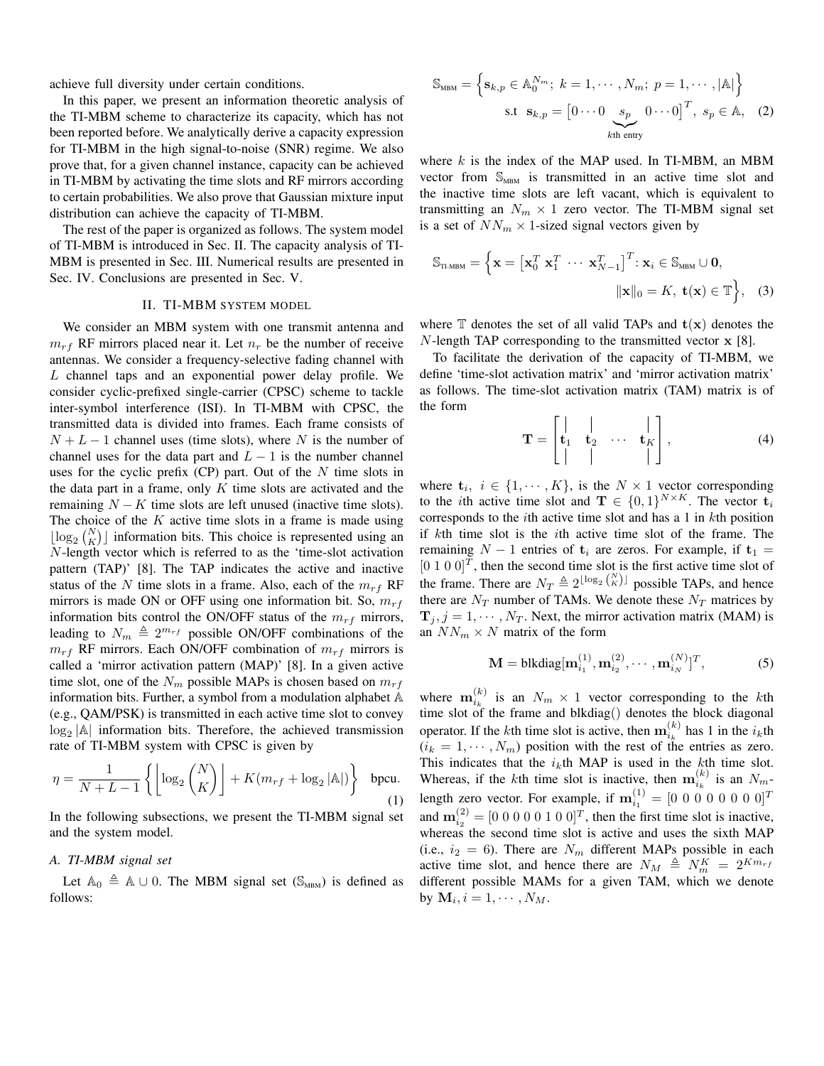achieve full diversity under certain conditions.

In this paper, we present an information theoretic analysis of the TI-MBM scheme to characterize its capacity, which has not been reported before. We analytically derive a capacity expression for TI-MBM in the high signal-to-noise (SNR) regime. We also prove that, for a given channel instance, capacity can be achieved in TI-MBM by activating the time slots and RF mirrors according to certain probabilities. We also prove that Gaussian mixture input distribution can achieve the capacity of TI-MBM.

The rest of the paper is organized as follows. The system model of TI-MBM is introduced in Sec. II. The capacity analysis of TI-MBM is presented in Sec. III. Numerical results are presented in Sec. IV. Conclusions are presented in Sec. V.

## II. TI-MBM SYSTEM MODEL

We consider an MBM system with one transmit antenna and $m_{rf}$ RF mirrors placed near it. Let $n_r$ be the number of receive antennas. We consider a frequency-selective fading channel with $L$ channel taps and an exponential power delay profile. We consider cyclic-prefixed single-carrier (CPSC) scheme to tackle inter-symbol interference (ISI). In TI-MBM with CPSC, the transmitted data is divided into frames. Each frame consists of $N+L-1$ channel uses (time slots), where $N$ is the number of channel uses for the data part and $L-1$ is the number channel uses for the cyclic prefix (CP) part. Out of the $N$ time slots in the data part in a frame, only $K$ time slots are activated and the remaining $N-K$ time slots are left unused (inactive time slots). The choice of the $K$ active time slots in a frame is made using $\lfloor \log_2 \binom{N}{K} \rfloor$ information bits. This choice is represented using an $N$-length vector which is referred to as the 'time-slot activation pattern (TAP)' [8]. The TAP indicates the active and inactive status of the $N$ time slots in a frame. Also, each of the $m_{rf}$ RF mirrors is made ON or OFF using one information bit. So, $m_{rf}$ information bits control the ON/OFF status of the $m_{rf}$ mirrors, leading to $N_m \triangleq 2^{m_{rf}}$ possible ON/OFF combinations of the $m_{rf}$ RF mirrors. Each ON/OFF combination of $m_{rf}$ mirrors is called a 'mirror activation pattern (MAP)' [8]. In a given active time slot, one of the $N_m$ possible MAPs is chosen based on $m_{rf}$ information bits. Further, a symbol from a modulation alphabet $\mathbb{A}$ (e.g., QAM/PSK) is transmitted in each active time slot to convey $\log_2 |\mathbb{A}|$ information bits. Therefore, the achieved transmission rate of TI-MBM system with CPSC is given by

$$\eta = \frac{1}{N+L-1}\left\{\left\lfloor \log_2 \binom{N}{K} \right\rfloor + K(m_{rf} + \log_2 |\mathbb{A}|)\right\} \quad \text{bpcu.} \tag{1}$$

In the following subsections, we present the TI-MBM signal set and the system model.

### A. TI-MBM signal set

Let $\mathbb{A}_0 \triangleq \mathbb{A} \cup 0$. The MBM signal set ($\mathbb{S}_{\text{MBM}}$) is defined as follows:

$$\mathbb{S}_{\text{MBM}} = \Big\{\mathbf{s}_{k,p} \in \mathbb{A}_0^{N_m};\ k = 1, \cdots, N_m;\ p = 1, \cdots, |\mathbb{A}|\Big\}$$
$$\text{s.t}\ \ \mathbf{s}_{k,p} = \big[0 \cdots 0 \underbrace{s_p}_{k\text{th entry}} 0 \cdots 0\big]^T,\ s_p \in \mathbb{A}, \tag{2}$$

where $k$ is the index of the MAP used. In TI-MBM, an MBM vector from $\mathbb{S}_{\text{MBM}}$ is transmitted in an active time slot and the inactive time slots are left vacant, which is equivalent to transmitting an $N_m \times 1$ zero vector. The TI-MBM signal set is a set of $NN_m \times 1$-sized signal vectors given by

$$\mathbb{S}_{\text{TI-MBM}} = \Big\{\mathbf{x} = \big[\mathbf{x}_0^T\ \mathbf{x}_1^T\ \cdots\ \mathbf{x}_{N-1}^T\big]^T : \mathbf{x}_i \in \mathbb{S}_{\text{MBM}} \cup \mathbf{0},$$
$$\|\mathbf{x}\|_0 = K,\ \mathbf{t}(\mathbf{x}) \in \mathbb{T}\Big\}, \tag{3}$$

where $\mathbb{T}$ denotes the set of all valid TAPs and $\mathbf{t}(\mathbf{x})$ denotes the $N$-length TAP corresponding to the transmitted vector $\mathbf{x}$ [8].

To facilitate the derivation of the capacity of TI-MBM, we define 'time-slot activation matrix' and 'mirror activation matrix' as follows. The time-slot activation matrix (TAM) matrix is of the form

$$\mathbf{T} = \begin{bmatrix} | & | & & | \\ \mathbf{t}_1 & \mathbf{t}_2 & \cdots & \mathbf{t}_K \\ | & | & & | \end{bmatrix}, \tag{4}$$

where $\mathbf{t}_i,\ i \in \{1, \cdots, K\}$, is the $N \times 1$ vector corresponding to the $i$th active time slot and $\mathbf{T} \in \{0,1\}^{N \times K}$. The vector $\mathbf{t}_i$ corresponds to the $i$th active time slot and has a 1 in $k$th position if $k$th time slot is the $i$th active time slot of the frame. The remaining $N-1$ entries of $\mathbf{t}_i$ are zeros. For example, if $\mathbf{t}_1 = [0\ 1\ 0\ 0]^T$, then the second time slot is the first active time slot of the frame. There are $N_T \triangleq 2^{\lfloor \log_2 \binom{N}{K} \rfloor}$ possible TAPs, and hence there are $N_T$ number of TAMs. We denote these $N_T$ matrices by $\mathbf{T}_j, j = 1, \cdots, N_T$. Next, the mirror activation matrix (MAM) is an $NN_m \times N$ matrix of the form

$$\mathbf{M} = \text{blkdiag}[\mathbf{m}_{i_1}^{(1)}, \mathbf{m}_{i_2}^{(2)}, \cdots, \mathbf{m}_{i_N}^{(N)}]^T, \tag{5}$$

where $\mathbf{m}_{i_k}^{(k)}$ is an $N_m \times 1$ vector corresponding to the $k$th time slot of the frame and blkdiag() denotes the block diagonal operator. If the $k$th time slot is active, then $\mathbf{m}_{i_k}^{(k)}$ has 1 in the $i_k$th ($i_k = 1, \cdots, N_m$) position with the rest of the entries as zero. This indicates that the $i_k$th MAP is used in the $k$th time slot. Whereas, if the $k$th time slot is inactive, then $\mathbf{m}_{i_k}^{(k)}$ is an $N_m$-length zero vector. For example, if $\mathbf{m}_{i_1}^{(1)} = [0\ 0\ 0\ 0\ 0\ 0\ 0\ 0]^T$ and $\mathbf{m}_{i_2}^{(2)} = [0\ 0\ 0\ 0\ 0\ 1\ 0\ 0]^T$, then the first time slot is inactive, whereas the second time slot is active and uses the sixth MAP (i.e., $i_2 = 6$). There are $N_m$ different MAPs possible in each active time slot, and hence there are $N_M \triangleq N_m^K = 2^{Km_{rf}}$ different possible MAMs for a given TAM, which we denote by $\mathbf{M}_i, i = 1, \cdots, N_M$.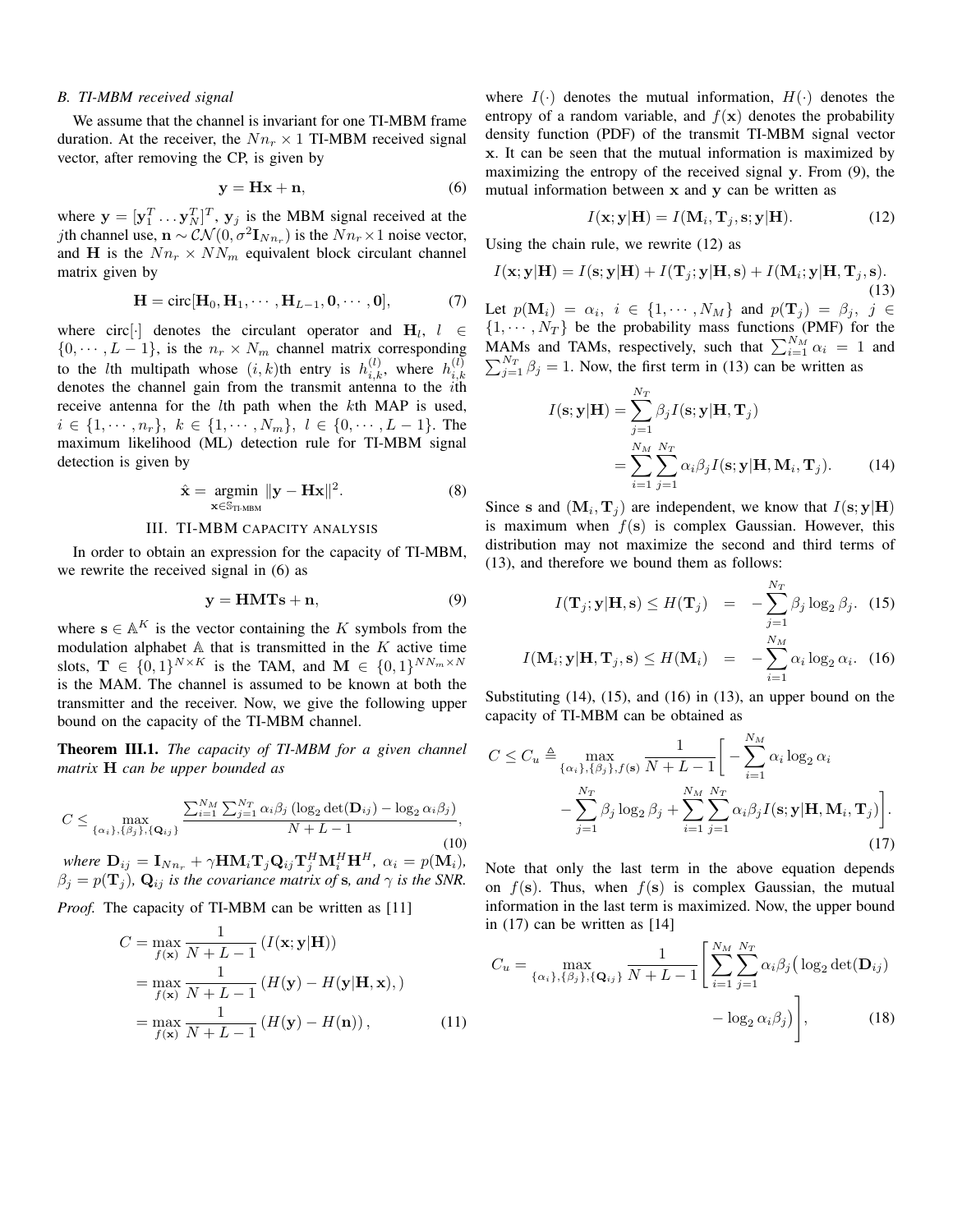### B. TI-MBM received signal

We assume that the channel is invariant for one TI-MBM frame duration. At the receiver, the $Nn_r \times 1$ TI-MBM received signal vector, after removing the CP, is given by

$$\mathbf{y} = \mathbf{H}\mathbf{x} + \mathbf{n}, \tag{6}$$

where $\mathbf{y} = [\mathbf{y}_1^T \dots \mathbf{y}_N^T]^T$, $\mathbf{y}_j$ is the MBM signal received at the $j$th channel use, $\mathbf{n} \sim \mathcal{CN}(0, \sigma^2 \mathbf{I}_{Nn_r})$ is the $Nn_r \times 1$ noise vector, and $\mathbf{H}$ is the $Nn_r \times NN_m$ equivalent block circulant channel matrix given by

$$\mathbf{H} = \text{circ}[\mathbf{H}_0, \mathbf{H}_1, \cdots, \mathbf{H}_{L-1}, \mathbf{0}, \cdots, \mathbf{0}], \tag{7}$$

where circ$[\cdot]$ denotes the circulant operator and $\mathbf{H}_l$, $l \in \{0, \cdots, L-1\}$, is the $n_r \times N_m$ channel matrix corresponding to the $l$th multipath whose $(i,k)$th entry is $h_{i,k}^{(l)}$, where $h_{i,k}^{(l)}$ denotes the channel gain from the transmit antenna to the $i$th receive antenna for the $l$th path when the $k$th MAP is used, $i \in \{1, \cdots, n_r\}$, $k \in \{1, \cdots, N_m\}$, $l \in \{0, \cdots, L-1\}$. The maximum likelihood (ML) detection rule for TI-MBM signal detection is given by

$$\hat{\mathbf{x}} = \underset{\mathbf{x} \in \mathbb{S}_{\text{TI-MBM}}}{\text{argmin}} \ \|\mathbf{y} - \mathbf{H}\mathbf{x}\|^2. \tag{8}$$

## III. TI-MBM capacity analysis

In order to obtain an expression for the capacity of TI-MBM, we rewrite the received signal in (6) as

$$\mathbf{y} = \mathbf{HMTs} + \mathbf{n}, \tag{9}$$

where $\mathbf{s} \in \mathbb{A}^K$ is the vector containing the $K$ symbols from the modulation alphabet $\mathbb{A}$ that is transmitted in the $K$ active time slots, $\mathbf{T} \in \{0,1\}^{N \times K}$ is the TAM, and $\mathbf{M} \in \{0,1\}^{NN_m \times N}$ is the MAM. The channel is assumed to be known at both the transmitter and the receiver. Now, we give the following upper bound on the capacity of the TI-MBM channel.

**Theorem III.1.** *The capacity of TI-MBM for a given channel matrix* $\mathbf{H}$ *can be upper bounded as*

$$C \leq \max_{\{\alpha_i\},\{\beta_j\},\{\mathbf{Q}_{ij}\}} \frac{\sum_{i=1}^{N_M}\sum_{j=1}^{N_T} \alpha_i \beta_j \left(\log_2 \det(\mathbf{D}_{ij}) - \log_2 \alpha_i \beta_j\right)}{N+L-1}, \tag{10}$$

*where* $\mathbf{D}_{ij} = \mathbf{I}_{Nn_r} + \gamma \mathbf{H}\mathbf{M}_i\mathbf{T}_j\mathbf{Q}_{ij}\mathbf{T}_j^H\mathbf{M}_i^H\mathbf{H}^H$, $\alpha_i = p(\mathbf{M}_i)$, $\beta_j = p(\mathbf{T}_j)$, $\mathbf{Q}_{ij}$ *is the covariance matrix of* $\mathbf{s}$, *and* $\gamma$ *is the SNR.*

*Proof.* The capacity of TI-MBM can be written as [11]

$$\begin{aligned} C &= \max_{f(\mathbf{x})} \frac{1}{N+L-1} \left(I(\mathbf{x};\mathbf{y}|\mathbf{H})\right) \\ &= \max_{f(\mathbf{x})} \frac{1}{N+L-1} \left(H(\mathbf{y}) - H(\mathbf{y}|\mathbf{H},\mathbf{x}),\right) \\ &= \max_{f(\mathbf{x})} \frac{1}{N+L-1} \left(H(\mathbf{y}) - H(\mathbf{n})\right), \end{aligned} \tag{11}$$

where $I(\cdot)$ denotes the mutual information, $H(\cdot)$ denotes the entropy of a random variable, and $f(\mathbf{x})$ denotes the probability density function (PDF) of the transmit TI-MBM signal vector $\mathbf{x}$. It can be seen that the mutual information is maximized by maximizing the entropy of the received signal $\mathbf{y}$. From (9), the mutual information between $\mathbf{x}$ and $\mathbf{y}$ can be written as

$$I(\mathbf{x};\mathbf{y}|\mathbf{H}) = I(\mathbf{M}_i, \mathbf{T}_j, \mathbf{s}; \mathbf{y}|\mathbf{H}). \tag{12}$$

Using the chain rule, we rewrite (12) as

$$I(\mathbf{x};\mathbf{y}|\mathbf{H}) = I(\mathbf{s};\mathbf{y}|\mathbf{H}) + I(\mathbf{T}_j;\mathbf{y}|\mathbf{H},\mathbf{s}) + I(\mathbf{M}_i;\mathbf{y}|\mathbf{H},\mathbf{T}_j,\mathbf{s}). \tag{13}$$

Let $p(\mathbf{M}_i) = \alpha_i$, $i \in \{1, \cdots, N_M\}$ and $p(\mathbf{T}_j) = \beta_j$, $j \in \{1, \cdots, N_T\}$ be the probability mass functions (PMF) for the MAMs and TAMs, respectively, such that $\sum_{i=1}^{N_M} \alpha_i = 1$ and $\sum_{j=1}^{N_T} \beta_j = 1$. Now, the first term in (13) can be written as

$$\begin{aligned} I(\mathbf{s};\mathbf{y}|\mathbf{H}) &= \sum_{j=1}^{N_T} \beta_j I(\mathbf{s};\mathbf{y}|\mathbf{H},\mathbf{T}_j) \\ &= \sum_{i=1}^{N_M}\sum_{j=1}^{N_T} \alpha_i \beta_j I(\mathbf{s};\mathbf{y}|\mathbf{H},\mathbf{M}_i,\mathbf{T}_j). \end{aligned} \tag{14}$$

Since $\mathbf{s}$ and $(\mathbf{M}_i, \mathbf{T}_j)$ are independent, we know that $I(\mathbf{s};\mathbf{y}|\mathbf{H})$ is maximum when $f(\mathbf{s})$ is complex Gaussian. However, this distribution may not maximize the second and third terms of (13), and therefore we bound them as follows:

$$I(\mathbf{T}_j;\mathbf{y}|\mathbf{H},\mathbf{s}) \leq H(\mathbf{T}_j) = -\sum_{j=1}^{N_T} \beta_j \log_2 \beta_j. \tag{15}$$

$$I(\mathbf{M}_i;\mathbf{y}|\mathbf{H},\mathbf{T}_j,\mathbf{s}) \leq H(\mathbf{M}_i) = -\sum_{i=1}^{N_M} \alpha_i \log_2 \alpha_i. \tag{16}$$

Substituting (14), (15), and (16) in (13), an upper bound on the capacity of TI-MBM can be obtained as

$$\begin{aligned} C \leq C_u \triangleq \max_{\{\alpha_i\},\{\beta_j\},f(\mathbf{s})} \frac{1}{N+L-1} \Bigg[ &-\sum_{i=1}^{N_M} \alpha_i \log_2 \alpha_i \\ &- \sum_{j=1}^{N_T} \beta_j \log_2 \beta_j + \sum_{i=1}^{N_M}\sum_{j=1}^{N_T} \alpha_i \beta_j I(\mathbf{s};\mathbf{y}|\mathbf{H},\mathbf{M}_i,\mathbf{T}_j) \Bigg]. \end{aligned} \tag{17}$$

Note that only the last term in the above equation depends on $f(\mathbf{s})$. Thus, when $f(\mathbf{s})$ is complex Gaussian, the mutual information in the last term is maximized. Now, the upper bound in (17) can be written as [14]

$$C_u = \max_{\{\alpha_i\},\{\beta_j\},\{\mathbf{Q}_{ij}\}} \frac{1}{N+L-1} \left[ \sum_{i=1}^{N_M}\sum_{j=1}^{N_T} \alpha_i \beta_j \big( \log_2 \det(\mathbf{D}_{ij}) - \log_2 \alpha_i \beta_j \big) \right], \tag{18}$$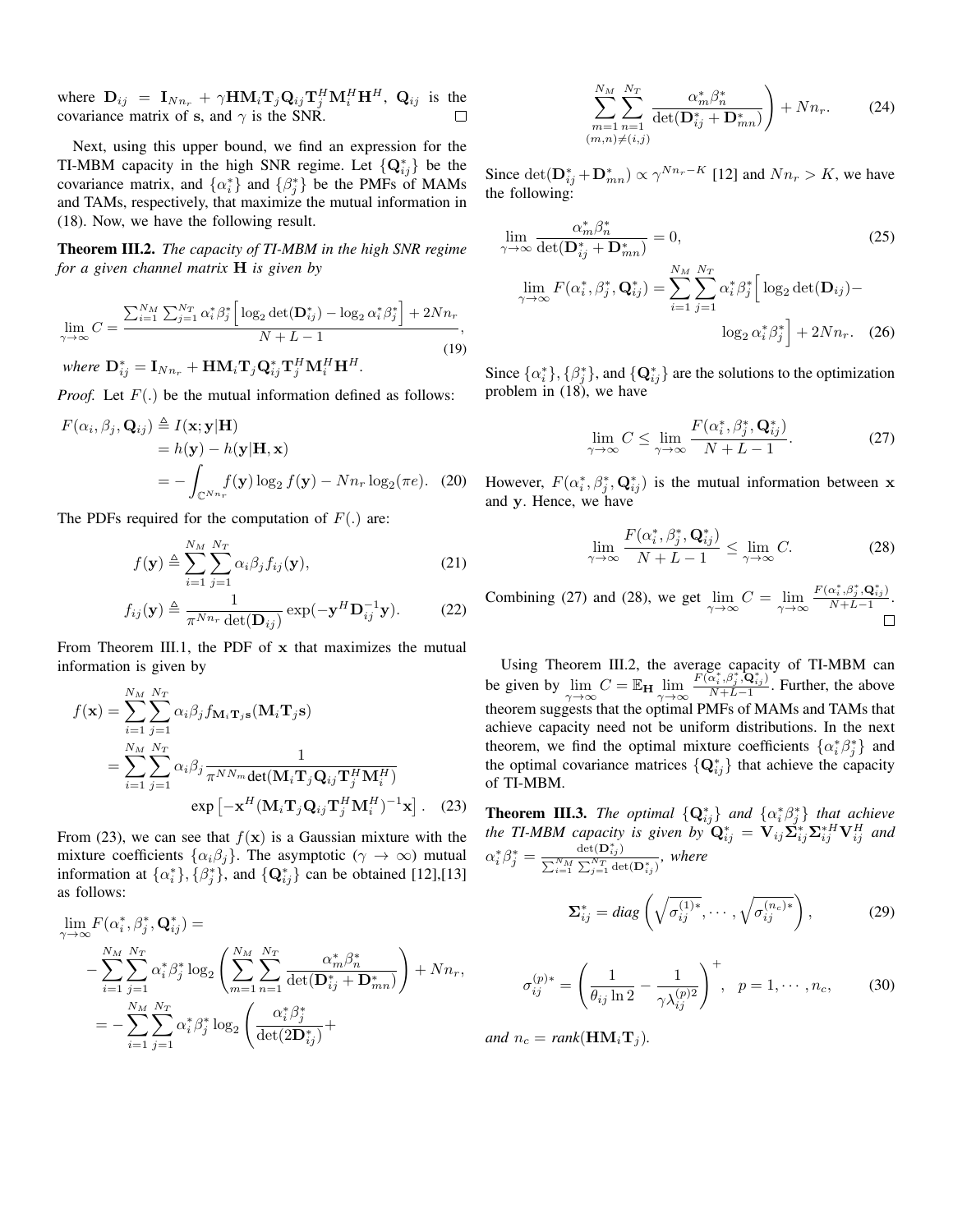where $\mathbf{D}_{ij} = \mathbf{I}_{Nn_r} + \gamma \mathbf{H}\mathbf{M}_i\mathbf{T}_j\mathbf{Q}_{ij}\mathbf{T}_j^H\mathbf{M}_i^H\mathbf{H}^H$, $\mathbf{Q}_{ij}$ is the covariance matrix of $\mathbf{s}$, and $\gamma$ is the SNR. □

Next, using this upper bound, we find an expression for the TI-MBM capacity in the high SNR regime. Let $\{\mathbf{Q}_{ij}^*\}$ be the covariance matrix, and $\{\alpha_i^*\}$ and $\{\beta_j^*\}$ be the PMFs of MAMs and TAMs, respectively, that maximize the mutual information in (18). Now, we have the following result.

**Theorem III.2.** *The capacity of TI-MBM in the high SNR regime for a given channel matrix* $\mathbf{H}$ *is given by*

$$\lim_{\gamma\to\infty} C = \frac{\sum_{i=1}^{N_M}\sum_{j=1}^{N_T}\alpha_i^*\beta_j^*\Big[\log_2\det(\mathbf{D}_{ij}^*) - \log_2\alpha_i^*\beta_j^*\Big] + 2Nn_r}{N+L-1}, \tag{19}$$

*where* $\mathbf{D}_{ij}^* = \mathbf{I}_{Nn_r} + \mathbf{H}\mathbf{M}_i\mathbf{T}_j\mathbf{Q}_{ij}^*\mathbf{T}_j^H\mathbf{M}_i^H\mathbf{H}^H$.

*Proof.* Let $F(.)$ be the mutual information defined as follows:

$$\begin{aligned}
F(\alpha_i,\beta_j,\mathbf{Q}_{ij}) &\triangleq I(\mathbf{x};\mathbf{y}|\mathbf{H}) \\
&= h(\mathbf{y}) - h(\mathbf{y}|\mathbf{H},\mathbf{x}) \\
&= -\int_{\mathbb{C}^{Nn_r}} f(\mathbf{y})\log_2 f(\mathbf{y}) - Nn_r\log_2(\pi e).
\end{aligned} \tag{20}$$

The PDFs required for the computation of $F(.)$ are:

$$f(\mathbf{y}) \triangleq \sum_{i=1}^{N_M}\sum_{j=1}^{N_T}\alpha_i\beta_j f_{ij}(\mathbf{y}), \tag{21}$$

$$f_{ij}(\mathbf{y}) \triangleq \frac{1}{\pi^{Nn_r}\det(\mathbf{D}_{ij})}\exp(-\mathbf{y}^H\mathbf{D}_{ij}^{-1}\mathbf{y}). \tag{22}$$

From Theorem III.1, the PDF of $\mathbf{x}$ that maximizes the mutual information is given by

$$\begin{aligned}
f(\mathbf{x}) &= \sum_{i=1}^{N_M}\sum_{j=1}^{N_T}\alpha_i\beta_j f_{\mathbf{M}_i\mathbf{T}_j\mathbf{s}}(\mathbf{M}_i\mathbf{T}_j\mathbf{s}) \\
&= \sum_{i=1}^{N_M}\sum_{j=1}^{N_T}\alpha_i\beta_j \frac{1}{\pi^{NN_m}\det(\mathbf{M}_i\mathbf{T}_j\mathbf{Q}_{ij}\mathbf{T}_j^H\mathbf{M}_i^H)} \\
&\qquad \exp\left[-\mathbf{x}^H(\mathbf{M}_i\mathbf{T}_j\mathbf{Q}_{ij}\mathbf{T}_j^H\mathbf{M}_i^H)^{-1}\mathbf{x}\right].
\end{aligned} \tag{23}$$

From (23), we can see that $f(\mathbf{x})$ is a Gaussian mixture with the mixture coefficients $\{\alpha_i\beta_j\}$. The asymptotic ($\gamma\to\infty$) mutual information at $\{\alpha_i^*\},\{\beta_j^*\}$, and $\{\mathbf{Q}_{ij}^*\}$ can be obtained [12],[13] as follows:

$$\begin{aligned}
&\lim_{\gamma\to\infty} F(\alpha_i^*,\beta_j^*,\mathbf{Q}_{ij}^*) = \\
&-\sum_{i=1}^{N_M}\sum_{j=1}^{N_T}\alpha_i^*\beta_j^*\log_2\left(\sum_{m=1}^{N_M}\sum_{n=1}^{N_T}\frac{\alpha_m^*\beta_n^*}{\det(\mathbf{D}_{ij}^*+\mathbf{D}_{mn}^*)}\right) + Nn_r, \\
&= -\sum_{i=1}^{N_M}\sum_{j=1}^{N_T}\alpha_i^*\beta_j^*\log_2\left(\frac{\alpha_i^*\beta_j^*}{\det(2\mathbf{D}_{ij}^*)} + \right. \\
&\qquad \left.\sum_{\substack{m=1 \\ (m,n)\neq(i,j)}}^{N_M}\sum_{n=1}^{N_T}\frac{\alpha_m^*\beta_n^*}{\det(\mathbf{D}_{ij}^*+\mathbf{D}_{mn}^*)}\right) + Nn_r.
\end{aligned} \tag{24}$$

Since $\det(\mathbf{D}_{ij}^*+\mathbf{D}_{mn}^*) \propto \gamma^{Nn_r-K}$ [12] and $Nn_r > K$, we have the following:

$$\lim_{\gamma\to\infty}\frac{\alpha_m^*\beta_n^*}{\det(\mathbf{D}_{ij}^*+\mathbf{D}_{mn}^*)} = 0, \tag{25}$$

$$\lim_{\gamma\to\infty} F(\alpha_i^*,\beta_j^*,\mathbf{Q}_{ij}^*) = \sum_{i=1}^{N_M}\sum_{j=1}^{N_T}\alpha_i^*\beta_j^*\Big[\log_2\det(\mathbf{D}_{ij}) - \log_2\alpha_i^*\beta_j^*\Big] + 2Nn_r. \tag{26}$$

Since $\{\alpha_i^*\},\{\beta_j^*\}$, and $\{\mathbf{Q}_{ij}^*\}$ are the solutions to the optimization problem in (18), we have

$$\lim_{\gamma\to\infty} C \le \lim_{\gamma\to\infty}\frac{F(\alpha_i^*,\beta_j^*,\mathbf{Q}_{ij}^*)}{N+L-1}. \tag{27}$$

However, $F(\alpha_i^*,\beta_j^*,\mathbf{Q}_{ij}^*)$ is the mutual information between $\mathbf{x}$ and $\mathbf{y}$. Hence, we have

$$\lim_{\gamma\to\infty}\frac{F(\alpha_i^*,\beta_j^*,\mathbf{Q}_{ij}^*)}{N+L-1} \le \lim_{\gamma\to\infty} C. \tag{28}$$

Combining (27) and (28), we get $\lim_{\gamma\to\infty} C = \lim_{\gamma\to\infty}\frac{F(\alpha_i^*,\beta_j^*,\mathbf{Q}_{ij}^*)}{N+L-1}$. □

Using Theorem III.2, the average capacity of TI-MBM can be given by $\lim_{\gamma\to\infty} C = \mathbb{E}_{\mathbf{H}}\lim_{\gamma\to\infty}\frac{F(\alpha_i^*,\beta_j^*,\mathbf{Q}_{ij}^*)}{N+L-1}$. Further, the above theorem suggests that the optimal PMFs of MAMs and TAMs that achieve capacity need not be uniform distributions. In the next theorem, we find the optimal mixture coefficients $\{\alpha_i^*\beta_j^*\}$ and the optimal covariance matrices $\{\mathbf{Q}_{ij}^*\}$ that achieve the capacity of TI-MBM.

**Theorem III.3.** *The optimal* $\{\mathbf{Q}_{ij}^*\}$ *and* $\{\alpha_i^*\beta_j^*\}$ *that achieve the TI-MBM capacity is given by* $\mathbf{Q}_{ij}^* = \mathbf{V}_{ij}\mathbf{\Sigma}_{ij}^*\mathbf{\Sigma}_{ij}^{*H}\mathbf{V}_{ij}^H$ *and* $\alpha_i^*\beta_j^* = \frac{\det(\mathbf{D}_{ij}^*)}{\sum_{i=1}^{N_M}\sum_{j=1}^{N_T}\det(\mathbf{D}_{ij}^*)}$, *where*

$$\mathbf{\Sigma}_{ij}^* = diag\left(\sqrt{\sigma_{ij}^{(1)*}},\cdots,\sqrt{\sigma_{ij}^{(n_c)*}}\right), \tag{29}$$

$$\sigma_{ij}^{(p)*} = \left(\frac{1}{\theta_{ij}\ln 2} - \frac{1}{\gamma\lambda_{ij}^{(p)2}}\right)^+, \quad p = 1,\cdots,n_c, \tag{30}$$

*and* $n_c = rank(\mathbf{H}\mathbf{M}_i\mathbf{T}_j)$.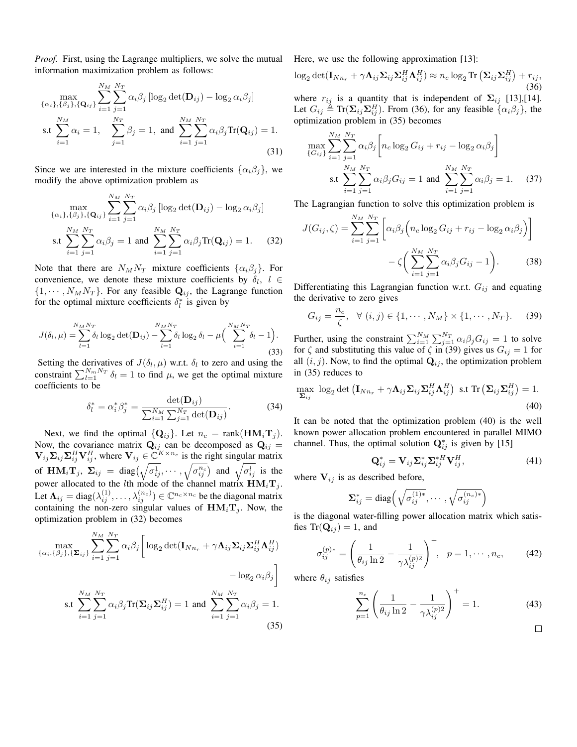*Proof.* First, using the Lagrange multipliers, we solve the mutual information maximization problem as follows:

$$\max_{\{\alpha_i\},\{\beta_j\},\{\mathbf{Q}_{ij}\}} \sum_{i=1}^{N_M}\sum_{j=1}^{N_T} \alpha_i\beta_j \left[\log_2 \det(\mathbf{D}_{ij}) - \log_2 \alpha_i\beta_j\right]$$
$$\text{s.t} \sum_{i=1}^{N_M} \alpha_i = 1, \quad \sum_{j=1}^{N_T} \beta_j = 1, \text{ and } \sum_{i=1}^{N_M}\sum_{j=1}^{N_T} \alpha_i\beta_j \text{Tr}(\mathbf{Q}_{ij}) = 1. \tag{31}$$

Since we are interested in the mixture coefficients $\{\alpha_i\beta_j\}$, we modify the above optimization problem as

$$\max_{\{\alpha_i\},\{\beta_j\},\{\mathbf{Q}_{ij}\}} \sum_{i=1}^{N_M}\sum_{j=1}^{N_T} \alpha_i\beta_j \left[\log_2 \det(\mathbf{D}_{ij}) - \log_2 \alpha_i\beta_j\right]$$
$$\text{s.t} \sum_{i=1}^{N_M}\sum_{j=1}^{N_T} \alpha_i\beta_j = 1 \text{ and } \sum_{i=1}^{N_M}\sum_{j=1}^{N_T} \alpha_i\beta_j \text{Tr}(\mathbf{Q}_{ij}) = 1. \tag{32}$$

Note that there are $N_M N_T$ mixture coefficients $\{\alpha_i\beta_j\}$. For convenience, we denote these mixture coefficients by $\delta_l$, $l \in \{1, \cdots, N_M N_T\}$. For any feasible $\mathbf{Q}_{ij}$, the Lagrange function for the optimal mixture coefficients $\delta_l^*$ is given by

$$J(\delta_l,\mu) = \sum_{l=1}^{N_M N_T} \delta_l \log_2 \det(\mathbf{D}_{ij}) - \sum_{l=1}^{N_M N_T} \delta_l \log_2 \delta_l - \mu\Big(\sum_{i=1}^{N_M N_T} \delta_l - 1\Big). \tag{33}$$

Setting the derivatives of $J(\delta_l,\mu)$ w.r.t. $\delta_l$ to zero and using the constraint $\sum_{l=1}^{N_m N_T} \delta_l = 1$ to find $\mu$, we get the optimal mixture coefficients to be

$$\delta_l^* = \alpha_i^*\beta_j^* = \frac{\det(\mathbf{D}_{ij})}{\sum_{i=1}^{N_M}\sum_{j=1}^{N_T} \det(\mathbf{D}_{ij})}. \tag{34}$$

Next, we find the optimal $\{\mathbf{Q}_{ij}\}$. Let $n_c = \text{rank}(\mathbf{H}\mathbf{M}_i\mathbf{T}_j)$. Now, the covariance matrix $\mathbf{Q}_{ij}$ can be decomposed as $\mathbf{Q}_{ij} = \mathbf{V}_{ij}\mathbf{\Sigma}_{ij}\mathbf{\Sigma}_{ij}^H\mathbf{V}_{ij}^H$, where $\mathbf{V}_{ij} \in \mathbb{C}^{K\times n_c}$ is the right singular matrix of $\mathbf{H}\mathbf{M}_i\mathbf{T}_j$, $\mathbf{\Sigma}_{ij} = \text{diag}\big(\sqrt{\sigma_{ij}^1}, \cdots, \sqrt{\sigma_{ij}^{n_c}}\big)$ and $\sqrt{\sigma_{ij}^l}$ is the power allocated to the $l$th mode of the channel matrix $\mathbf{H}\mathbf{M}_i\mathbf{T}_j$. Let $\mathbf{\Lambda}_{ij} = \text{diag}(\lambda_{ij}^{(1)}, \ldots, \lambda_{ij}^{(n_c)}) \in \mathbb{C}^{n_c\times n_c}$ be the diagonal matrix containing the non-zero singular values of $\mathbf{H}\mathbf{M}_i\mathbf{T}_j$. Now, the optimization problem in (32) becomes

$$\max_{\{\alpha_i,\{\beta_j\},\{\mathbf{\Sigma}_{ij}\}} \sum_{i=1}^{N_M}\sum_{j=1}^{N_T} \alpha_i\beta_j \bigg[\log_2 \det(\mathbf{I}_{N n_r} + \gamma\mathbf{\Lambda}_{ij}\mathbf{\Sigma}_{ij}\mathbf{\Sigma}_{ij}^H\mathbf{\Lambda}_{ij}^H) - \log_2 \alpha_i\beta_j\bigg]$$
$$\text{s.t} \sum_{i=1}^{N_M}\sum_{j=1}^{N_T} \alpha_i\beta_j \text{Tr}(\mathbf{\Sigma}_{ij}\mathbf{\Sigma}_{ij}^H) = 1 \text{ and } \sum_{i=1}^{N_M}\sum_{j=1}^{N_T} \alpha_i\beta_j = 1. \tag{35}$$

Here, we use the following approximation [13]:

$$\log_2 \det(\mathbf{I}_{N n_r} + \gamma\mathbf{\Lambda}_{ij}\mathbf{\Sigma}_{ij}\mathbf{\Sigma}_{ij}^H\mathbf{\Lambda}_{ij}^H) \approx n_c \log_2 \text{Tr}\left(\mathbf{\Sigma}_{ij}\mathbf{\Sigma}_{ij}^H\right) + r_{ij}, \tag{36}$$

where $r_{ij}$ is a quantity that is independent of $\mathbf{\Sigma}_{ij}$ [13],[14]. Let $G_{ij} \triangleq \text{Tr}(\mathbf{\Sigma}_{ij}\mathbf{\Sigma}_{ij}^H)$. From (36), for any feasible $\{\alpha_i\beta_j\}$, the optimization problem in (35) becomes

$$\max_{\{G_{ij}\}} \sum_{i=1}^{N_M}\sum_{j=1}^{N_T} \alpha_i\beta_j \bigg[n_c \log_2 G_{ij} + r_{ij} - \log_2 \alpha_i\beta_j\bigg]$$
$$\text{s.t} \sum_{i=1}^{N_M}\sum_{j=1}^{N_T} \alpha_i\beta_j G_{ij} = 1 \text{ and } \sum_{i=1}^{N_M}\sum_{j=1}^{N_T} \alpha_i\beta_j = 1. \tag{37}$$

The Lagrangian function to solve this optimization problem is

$$J(G_{ij},\zeta) = \sum_{i=1}^{N_M}\sum_{j=1}^{N_T} \bigg[\alpha_i\beta_j\Big(n_c \log_2 G_{ij} + r_{ij} - \log_2 \alpha_i\beta_j\Big)\bigg] - \zeta\Big(\sum_{i=1}^{N_M}\sum_{j=1}^{N_T} \alpha_i\beta_j G_{ij} - 1\Big). \tag{38}$$

Differentiating this Lagrangian function w.r.t. $G_{ij}$ and equating the derivative to zero gives

$$G_{ij} = \frac{n_c}{\zeta}, \quad \forall\ (i,j) \in \{1, \cdots, N_M\} \times \{1, \cdots, N_T\}. \tag{39}$$

Further, using the constraint $\sum_{i=1}^{N_M}\sum_{j=1}^{N_T} \alpha_i\beta_j G_{ij} = 1$ to solve for $\zeta$ and substituting this value of $\zeta$ in (39) gives us $G_{ij} = 1$ for all $(i,j)$. Now, to find the optimal $\mathbf{Q}_{ij}$, the optimization problem in (35) reduces to

$$\max_{\mathbf{\Sigma}_{ij}}\ \log_2 \det\left(\mathbf{I}_{N n_r} + \gamma\mathbf{\Lambda}_{ij}\mathbf{\Sigma}_{ij}\mathbf{\Sigma}_{ij}^H\mathbf{\Lambda}_{ij}^H\right) \text{ s.t } \text{Tr}\left(\mathbf{\Sigma}_{ij}\mathbf{\Sigma}_{ij}^H\right) = 1. \tag{40}$$

It can be noted that the optimization problem (40) is the well known power allocation problem encountered in parallel MIMO channel. Thus, the optimal solution $\mathbf{Q}_{ij}^*$ is given by [15]

$$\mathbf{Q}_{ij}^* = \mathbf{V}_{ij}\mathbf{\Sigma}_{ij}^*\mathbf{\Sigma}_{ij}^{*H}\mathbf{V}_{ij}^H, \tag{41}$$

where $\mathbf{V}_{ij}$ is as described before,

$$\mathbf{\Sigma}_{ij}^* = \text{diag}\Big(\sqrt{\sigma_{ij}^{(1)*}}, \cdots, \sqrt{\sigma_{ij}^{(n_c)*}}\Big)$$

is the diagonal water-filling power allocation matrix which satisfies $\text{Tr}(\mathbf{Q}_{ij}) = 1$, and

$$\sigma_{ij}^{(p)*} = \left(\frac{1}{\theta_{ij}\ln 2} - \frac{1}{\gamma\lambda_{ij}^{(p)2}}\right)^+, \quad p = 1, \cdots, n_c, \tag{42}$$

where $\theta_{ij}$ satisfies

$$\sum_{p=1}^{n_c}\left(\frac{1}{\theta_{ij}\ln 2} - \frac{1}{\gamma\lambda_{ij}^{(p)2}}\right)^+ = 1. \tag{43}$$

□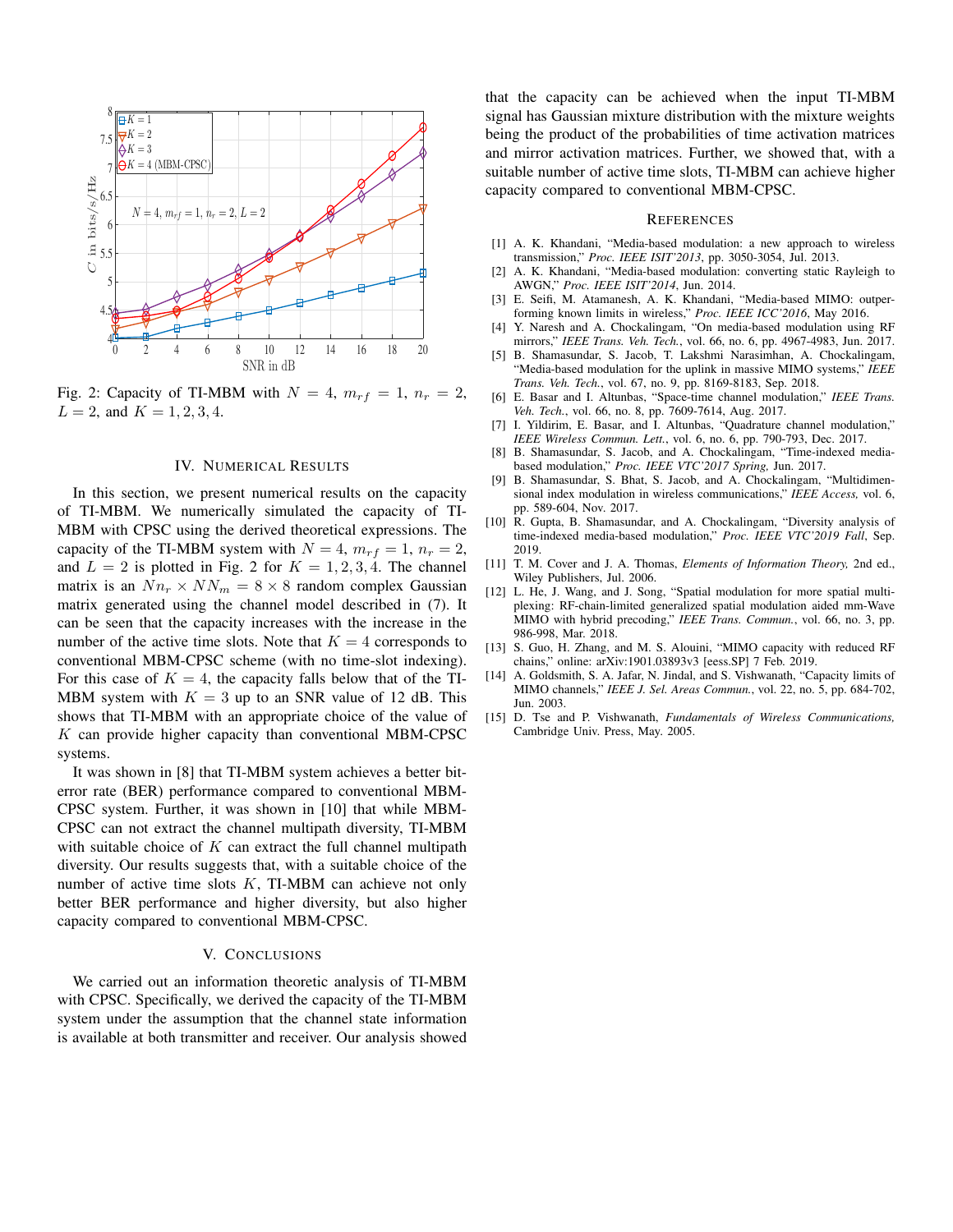$K = 1$
$K = 2$
$K = 3$
$K = 4$ (MBM-CPSC)

$N = 4, m_{rf} = 1, n_r = 2, L = 2$

$C$ in bits/s/Hz

SNR in dB

8
7.5
7
6.5
6
5.5
5
4.5
4

0 2 4 6 8 10 12 14 16 18 20

Fig. 2: Capacity of TI-MBM with $N = 4$, $m_{rf} = 1$, $n_r = 2$, $L = 2$, and $K = 1, 2, 3, 4$.

## IV. Numerical Results

In this section, we present numerical results on the capacity of TI-MBM. We numerically simulated the capacity of TI-MBM with CPSC using the derived theoretical expressions. The capacity of the TI-MBM system with $N = 4$, $m_{rf} = 1$, $n_r = 2$, and $L = 2$ is plotted in Fig. 2 for $K = 1, 2, 3, 4$. The channel matrix is an $Nn_r \times NN_m = 8 \times 8$ random complex Gaussian matrix generated using the channel model described in (7). It can be seen that the capacity increases with the increase in the number of the active time slots. Note that $K = 4$ corresponds to conventional MBM-CPSC scheme (with no time-slot indexing). For this case of $K = 4$, the capacity falls below that of the TI-MBM system with $K = 3$ up to an SNR value of 12 dB. This shows that TI-MBM with an appropriate choice of the value of $K$ can provide higher capacity than conventional MBM-CPSC systems.

It was shown in [8] that TI-MBM system achieves a better bit-error rate (BER) performance compared to conventional MBM-CPSC system. Further, it was shown in [10] that while MBM-CPSC can not extract the channel multipath diversity, TI-MBM with suitable choice of $K$ can extract the full channel multipath diversity. Our results suggests that, with a suitable choice of the number of active time slots $K$, TI-MBM can achieve not only better BER performance and higher diversity, but also higher capacity compared to conventional MBM-CPSC.

## V. Conclusions

We carried out an information theoretic analysis of TI-MBM with CPSC. Specifically, we derived the capacity of the TI-MBM system under the assumption that the channel state information is available at both transmitter and receiver. Our analysis showed that the capacity can be achieved when the input TI-MBM signal has Gaussian mixture distribution with the mixture weights being the product of the probabilities of time activation matrices and mirror activation matrices. Further, we showed that, with a suitable number of active time slots, TI-MBM can achieve higher capacity compared to conventional MBM-CPSC.

## References

[1] A. K. Khandani, "Media-based modulation: a new approach to wireless transmission," *Proc. IEEE ISIT'2013*, pp. 3050-3054, Jul. 2013.

[2] A. K. Khandani, "Media-based modulation: converting static Rayleigh to AWGN," *Proc. IEEE ISIT'2014*, Jun. 2014.

[3] E. Seifi, M. Atamanesh, A. K. Khandani, "Media-based MIMO: outperforming known limits in wireless," *Proc. IEEE ICC'2016*, May 2016.

[4] Y. Naresh and A. Chockalingam, "On media-based modulation using RF mirrors," *IEEE Trans. Veh. Tech.*, vol. 66, no. 6, pp. 4967-4983, Jun. 2017.

[5] B. Shamasundar, S. Jacob, T. Lakshmi Narasimhan, A. Chockalingam, "Media-based modulation for the uplink in massive MIMO systems," *IEEE Trans. Veh. Tech.*, vol. 67, no. 9, pp. 8169-8183, Sep. 2018.

[6] E. Basar and I. Altunbas, "Space-time channel modulation," *IEEE Trans. Veh. Tech.*, vol. 66, no. 8, pp. 7609-7614, Aug. 2017.

[7] I. Yildirim, E. Basar, and I. Altunbas, "Quadrature channel modulation," *IEEE Wireless Commun. Lett.*, vol. 6, no. 6, pp. 790-793, Dec. 2017.

[8] B. Shamasundar, S. Jacob, and A. Chockalingam, "Time-indexed media-based modulation," *Proc. IEEE VTC'2017 Spring,* Jun. 2017.

[9] B. Shamasundar, S. Bhat, S. Jacob, and A. Chockalingam, "Multidimensional index modulation in wireless communications," *IEEE Access,* vol. 6, pp. 589-604, Nov. 2017.

[10] R. Gupta, B. Shamasundar, and A. Chockalingam, "Diversity analysis of time-indexed media-based modulation," *Proc. IEEE VTC'2019 Fall*, Sep. 2019.

[11] T. M. Cover and J. A. Thomas, *Elements of Information Theory,* 2nd ed., Wiley Publishers, Jul. 2006.

[12] L. He, J. Wang, and J. Song, "Spatial modulation for more spatial multiplexing: RF-chain-limited generalized spatial modulation aided mm-Wave MIMO with hybrid precoding," *IEEE Trans. Commun.*, vol. 66, no. 3, pp. 986-998, Mar. 2018.

[13] S. Guo, H. Zhang, and M. S. Alouini, "MIMO capacity with reduced RF chains," online: arXiv:1901.03893v3 [eess.SP] 7 Feb. 2019.

[14] A. Goldsmith, S. A. Jafar, N. Jindal, and S. Vishwanath, "Capacity limits of MIMO channels," *IEEE J. Sel. Areas Commun.*, vol. 22, no. 5, pp. 684-702, Jun. 2003.

[15] D. Tse and P. Vishwanath, *Fundamentals of Wireless Communications,* Cambridge Univ. Press, May. 2005.